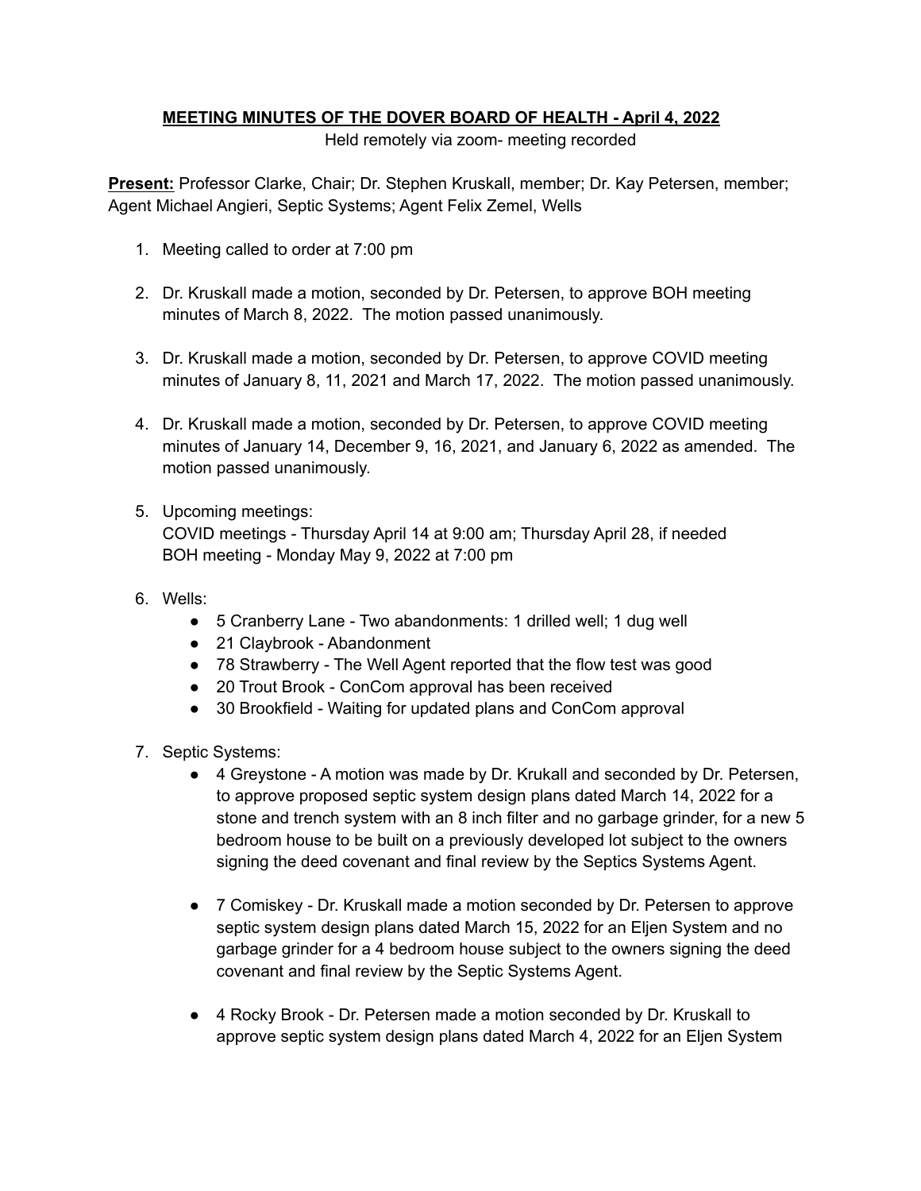**MEETING MINUTES OF THE DOVER BOARD OF HEALTH - April 4, 2022**

Held remotely via zoom- meeting recorded

**Present:** Professor Clarke, Chair; Dr. Stephen Kruskall, member; Dr. Kay Petersen, member; Agent Michael Angieri, Septic Systems; Agent Felix Zemel, Wells

1. Meeting called to order at 7:00 pm

2. Dr. Kruskall made a motion, seconded by Dr. Petersen, to approve BOH meeting minutes of March 8, 2022. The motion passed unanimously.

3. Dr. Kruskall made a motion, seconded by Dr. Petersen, to approve COVID meeting minutes of January 8, 11, 2021 and March 17, 2022. The motion passed unanimously.

4. Dr. Kruskall made a motion, seconded by Dr. Petersen, to approve COVID meeting minutes of January 14, December 9, 16, 2021, and January 6, 2022 as amended. The motion passed unanimously.

5. Upcoming meetings:
   COVID meetings - Thursday April 14 at 9:00 am; Thursday April 28, if needed
   BOH meeting - Monday May 9, 2022 at 7:00 pm

6. Wells:
   - 5 Cranberry Lane - Two abandonments: 1 drilled well; 1 dug well
   - 21 Claybrook - Abandonment
   - 78 Strawberry - The Well Agent reported that the flow test was good
   - 20 Trout Brook - ConCom approval has been received
   - 30 Brookfield - Waiting for updated plans and ConCom approval

7. Septic Systems:
   - 4 Greystone - A motion was made by Dr. Krukall and seconded by Dr. Petersen, to approve proposed septic system design plans dated March 14, 2022 for a stone and trench system with an 8 inch filter and no garbage grinder, for a new 5 bedroom house to be built on a previously developed lot subject to the owners signing the deed covenant and final review by the Septics Systems Agent.

   - 7 Comiskey - Dr. Kruskall made a motion seconded by Dr. Petersen to approve septic system design plans dated March 15, 2022 for an Eljen System and no garbage grinder for a 4 bedroom house subject to the owners signing the deed covenant and final review by the Septic Systems Agent.

   - 4 Rocky Brook - Dr. Petersen made a motion seconded by Dr. Kruskall to approve septic system design plans dated March 4, 2022 for an Eljen System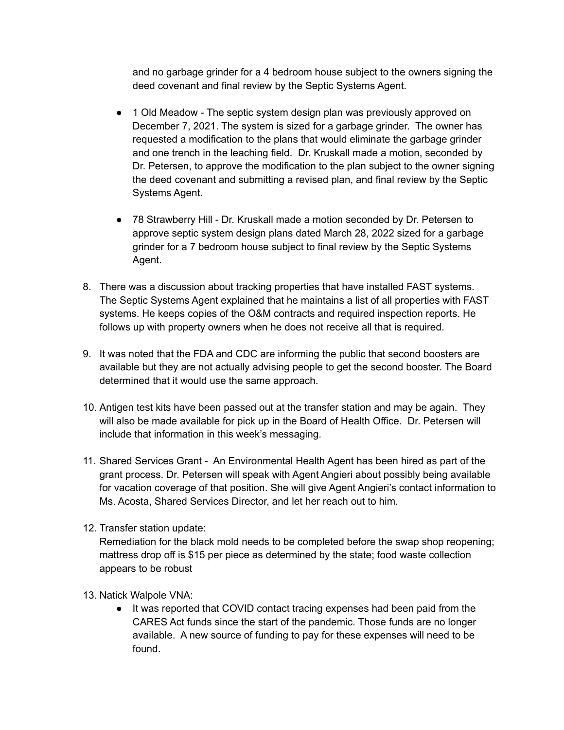and no garbage grinder for a 4 bedroom house subject to the owners signing the deed covenant and final review by the Septic Systems Agent.

- 1 Old Meadow - The septic system design plan was previously approved on December 7, 2021. The system is sized for a garbage grinder. The owner has requested a modification to the plans that would eliminate the garbage grinder and one trench in the leaching field. Dr. Kruskall made a motion, seconded by Dr. Petersen, to approve the modification to the plan subject to the owner signing the deed covenant and submitting a revised plan, and final review by the Septic Systems Agent.

- 78 Strawberry Hill - Dr. Kruskall made a motion seconded by Dr. Petersen to approve septic system design plans dated March 28, 2022 sized for a garbage grinder for a 7 bedroom house subject to final review by the Septic Systems Agent.

8. There was a discussion about tracking properties that have installed FAST systems. The Septic Systems Agent explained that he maintains a list of all properties with FAST systems. He keeps copies of the O&M contracts and required inspection reports. He follows up with property owners when he does not receive all that is required.

9. It was noted that the FDA and CDC are informing the public that second boosters are available but they are not actually advising people to get the second booster. The Board determined that it would use the same approach.

10. Antigen test kits have been passed out at the transfer station and may be again. They will also be made available for pick up in the Board of Health Office. Dr. Petersen will include that information in this week's messaging.

11. Shared Services Grant - An Environmental Health Agent has been hired as part of the grant process. Dr. Petersen will speak with Agent Angieri about possibly being available for vacation coverage of that position. She will give Agent Angieri's contact information to Ms. Acosta, Shared Services Director, and let her reach out to him.

12. Transfer station update:
    Remediation for the black mold needs to be completed before the swap shop reopening; mattress drop off is $15 per piece as determined by the state; food waste collection appears to be robust

13. Natick Walpole VNA:
    - It was reported that COVID contact tracing expenses had been paid from the CARES Act funds since the start of the pandemic. Those funds are no longer available. A new source of funding to pay for these expenses will need to be found.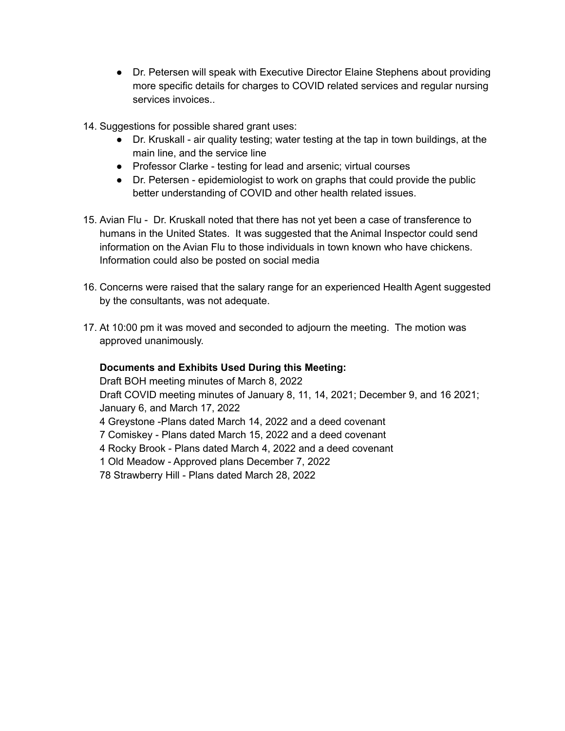- Dr. Petersen will speak with Executive Director Elaine Stephens about providing more specific details for charges to COVID related services and regular nursing services invoices..

14. Suggestions for possible shared grant uses:
    - Dr. Kruskall - air quality testing; water testing at the tap in town buildings, at the main line, and the service line
    - Professor Clarke - testing for lead and arsenic; virtual courses
    - Dr. Petersen - epidemiologist to work on graphs that could provide the public better understanding of COVID and other health related issues.

15. Avian Flu - Dr. Kruskall noted that there has not yet been a case of transference to humans in the United States. It was suggested that the Animal Inspector could send information on the Avian Flu to those individuals in town known who have chickens. Information could also be posted on social media

16. Concerns were raised that the salary range for an experienced Health Agent suggested by the consultants, was not adequate.

17. At 10:00 pm it was moved and seconded to adjourn the meeting. The motion was approved unanimously.

**Documents and Exhibits Used During this Meeting:**

Draft BOH meeting minutes of March 8, 2022
Draft COVID meeting minutes of January 8, 11, 14, 2021; December 9, and 16 2021; January 6, and March 17, 2022
4 Greystone -Plans dated March 14, 2022 and a deed covenant
7 Comiskey - Plans dated March 15, 2022 and a deed covenant
4 Rocky Brook - Plans dated March 4, 2022 and a deed covenant
1 Old Meadow - Approved plans December 7, 2022
78 Strawberry Hill - Plans dated March 28, 2022